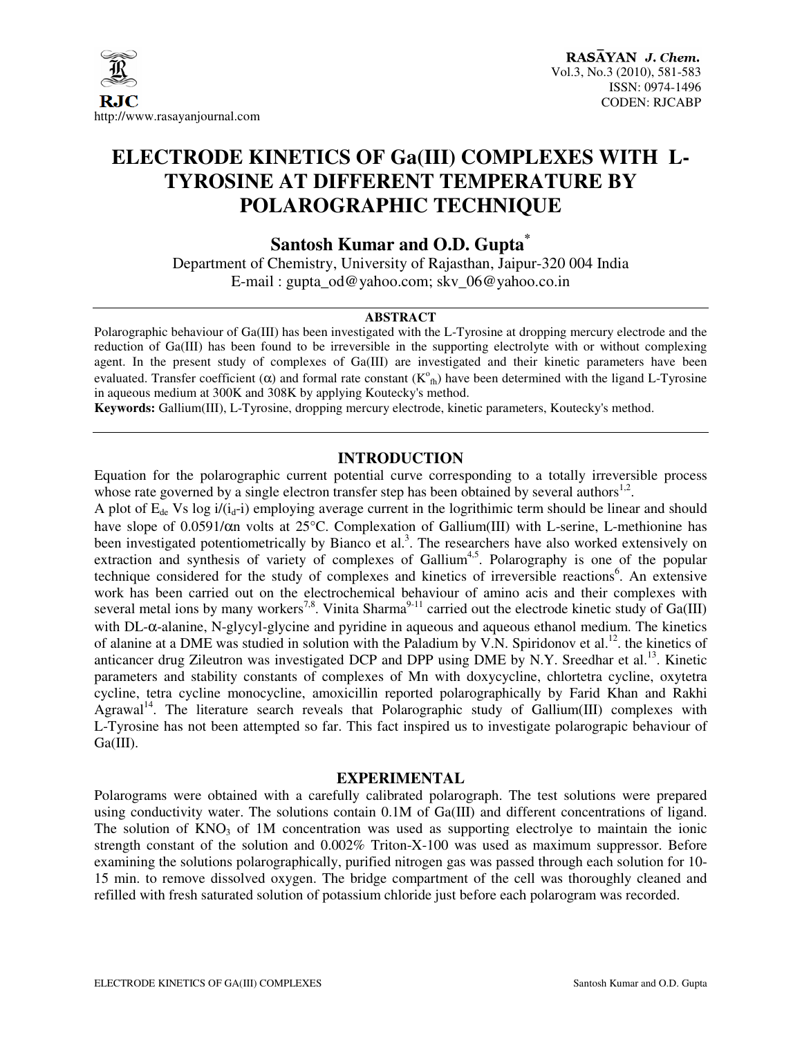# ELECTRODE KINETICS OF Ga(III) COMPLEXES WITH L-TYROSINE AT DIFFERENT TEMPERATURE BY POLAROGRAPHIC TECHNIQUE

**Santosh Kumar and O.D. Gupta***

Department of Chemistry, University of Rajasthan, Jaipur-320 004 India
E-mail : gupta_od@yahoo.com; skv_06@yahoo.co.in

## ABSTRACT

Polarographic behaviour of Ga(III) has been investigated with the L-Tyrosine at dropping mercury electrode and the reduction of Ga(III) has been found to be irreversible in the supporting electrolyte with or without complexing agent. In the present study of complexes of Ga(III) are investigated and their kinetic parameters have been evaluated. Transfer coefficient ($\alpha$) and formal rate constant ($K^o_{fh}$) have been determined with the ligand L-Tyrosine in aqueous medium at 300K and 308K by applying Koutecky's method.

**Keywords:** Gallium(III), L-Tyrosine, dropping mercury electrode, kinetic parameters, Koutecky's method.

## INTRODUCTION

Equation for the polarographic current potential curve corresponding to a totally irreversible process whose rate governed by a single electron transfer step has been obtained by several authors[1,2].

A plot of $E_{de}$ Vs log $i/(i_d\text{-}i)$ employing average current in the logrithimic term should be linear and should have slope of $0.0591/\alpha n$ volts at 25°C. Complexation of Gallium(III) with L-serine, L-methionine has been investigated potentiometrically by Bianco et al.[3]. The researchers have also worked extensively on extraction and synthesis of variety of complexes of Gallium[4,5]. Polarography is one of the popular technique considered for the study of complexes and kinetics of irreversible reactions[6]. An extensive work has been carried out on the electrochemical behaviour of amino acis and their complexes with several metal ions by many workers[7,8]. Vinita Sharma[9-11] carried out the electrode kinetic study of Ga(III) with DL-$\alpha$-alanine, N-glycyl-glycine and pyridine in aqueous and aqueous ethanol medium. The kinetics of alanine at a DME was studied in solution with the Paladium by V.N. Spiridonov et al.[12]. the kinetics of anticancer drug Zileutron was investigated DCP and DPP using DME by N.Y. Sreedhar et al.[13]. Kinetic parameters and stability constants of complexes of Mn with doxycycline, chlortetra cycline, oxytetra cycline, tetra cycline monocycline, amoxicillin reported polarographically by Farid Khan and Rakhi Agrawal[14]. The literature search reveals that Polarographic study of Gallium(III) complexes with L-Tyrosine has not been attempted so far. This fact inspired us to investigate polarograpic behaviour of Ga(III).

## EXPERIMENTAL

Polarograms were obtained with a carefully calibrated polarograph. The test solutions were prepared using conductivity water. The solutions contain 0.1M of Ga(III) and different concentrations of ligand. The solution of $KNO_3$ of 1M concentration was used as supporting electrolye to maintain the ionic strength constant of the solution and 0.002% Triton-X-100 was used as maximum suppressor. Before examining the solutions polarographically, purified nitrogen gas was passed through each solution for 10-15 min. to remove dissolved oxygen. The bridge compartment of the cell was thoroughly cleaned and refilled with fresh saturated solution of potassium chloride just before each polarogram was recorded.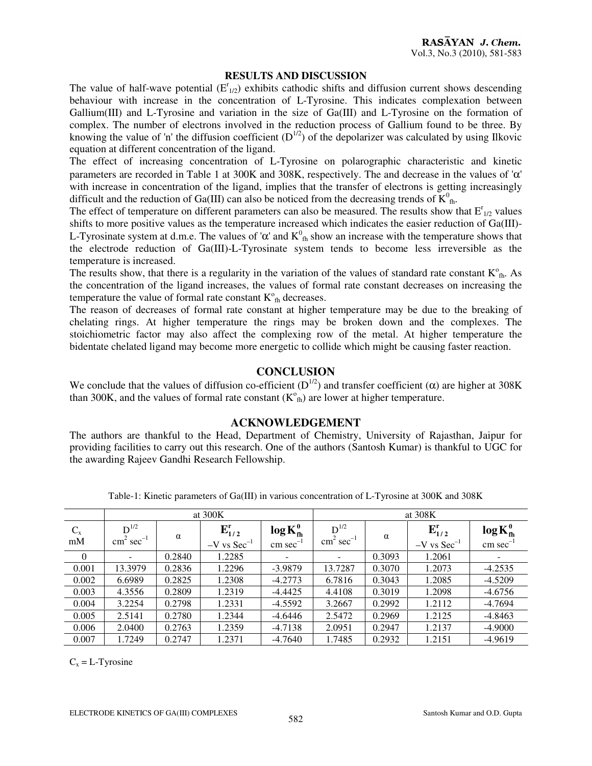## RESULTS AND DISCUSSION

The value of half-wave potential ($E^r_{1/2}$) exhibits cathodic shifts and diffusion current shows descending behaviour with increase in the concentration of L-Tyrosine. This indicates complexation between Gallium(III) and L-Tyrosine and variation in the size of Ga(III) and L-Tyrosine on the formation of complex. The number of electrons involved in the reduction process of Gallium found to be three. By knowing the value of 'n' the diffusion coefficient ($D^{1/2}$) of the depolarizer was calculated by using Ilkovic equation at different concentration of the ligand.

The effect of increasing concentration of L-Tyrosine on polarographic characteristic and kinetic parameters are recorded in Table 1 at 300K and 308K, respectively. The and decrease in the values of 'α' with increase in concentration of the ligand, implies that the transfer of electrons is getting increasingly difficult and the reduction of Ga(III) can also be noticed from the decreasing trends of $K^0_{fh}$.

The effect of temperature on different parameters can also be measured. The results show that $E^r_{1/2}$ values shifts to more positive values as the temperature increased which indicates the easier reduction of Ga(III)-L-Tyrosinate system at d.m.e. The values of 'α' and $K^0_{fh}$ show an increase with the temperature shows that the electrode reduction of Ga(III)-L-Tyrosinate system tends to become less irreversible as the temperature is increased.

The results show, that there is a regularity in the variation of the values of standard rate constant $K^o_{fh}$. As the concentration of the ligand increases, the values of formal rate constant decreases on increasing the temperature the value of formal rate constant $K^o_{fh}$ decreases.

The reason of decreases of formal rate constant at higher temperature may be due to the breaking of chelating rings. At higher temperature the rings may be broken down and the complexes. The stoichiometric factor may also affect the complexing row of the metal. At higher temperature the bidentate chelated ligand may become more energetic to collide which might be causing faster reaction.

## CONCLUSION

We conclude that the values of diffusion co-efficient ($D^{1/2}$) and transfer coefficient (α) are higher at 308K than 300K, and the values of formal rate constant ($K^o_{fh}$) are lower at higher temperature.

## ACKNOWLEDGEMENT

The authors are thankful to the Head, Department of Chemistry, University of Rajasthan, Jaipur for providing facilities to carry out this research. One of the authors (Santosh Kumar) is thankful to UGC for the awarding Rajeev Gandhi Research Fellowship.

Table-1: Kinetic parameters of Ga(III) in various concentration of L-Tyrosine at 300K and 308K

| | at 300K | | | | at 308K | | | |
|---|---|---|---|---|---|---|---|---|
| $C_x$ mM | $D^{1/2}$ $cm^2\ sec^{-1}$ | α | $E^r_{1/2}$ $-V$ vs $Sec^{-1}$ | $\log K^0_{fh}$ $cm\ sec^{-1}$ | $D^{1/2}$ $cm^2\ sec^{-1}$ | α | $E^r_{1/2}$ $-V$ vs $Sec^{-1}$ | $\log K^0_{fh}$ $cm\ sec^{-1}$ |
| 0 | - | 0.2840 | 1.2285 | - | - | 0.3093 | 1.2061 | - |
| 0.001 | 13.3979 | 0.2836 | 1.2296 | -3.9879 | 13.7287 | 0.3070 | 1.2073 | -4.2535 |
| 0.002 | 6.6989 | 0.2825 | 1.2308 | -4.2773 | 6.7816 | 0.3043 | 1.2085 | -4.5209 |
| 0.003 | 4.3556 | 0.2809 | 1.2319 | -4.4425 | 4.4108 | 0.3019 | 1.2098 | -4.6756 |
| 0.004 | 3.2254 | 0.2798 | 1.2331 | -4.5592 | 3.2667 | 0.2992 | 1.2112 | -4.7694 |
| 0.005 | 2.5141 | 0.2780 | 1.2344 | -4.6446 | 2.5472 | 0.2969 | 1.2125 | -4.8463 |
| 0.006 | 2.0400 | 0.2763 | 1.2359 | -4.7138 | 2.0951 | 0.2947 | 1.2137 | -4.9000 |
| 0.007 | 1.7249 | 0.2747 | 1.2371 | -4.7640 | 1.7485 | 0.2932 | 1.2151 | -4.9619 |

$C_x$ = L-Tyrosine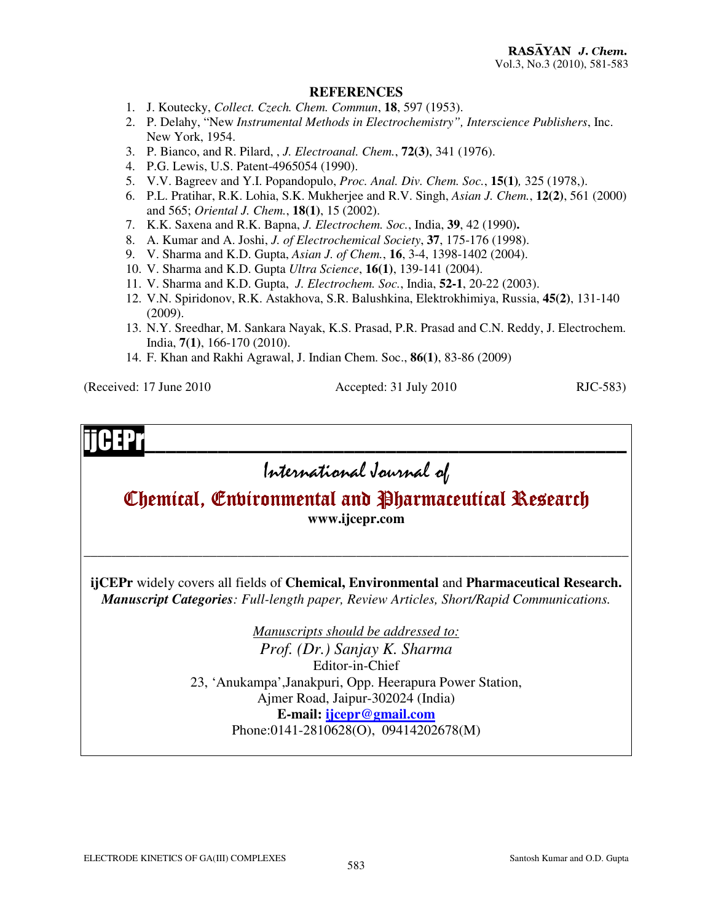## REFERENCES

1. J. Koutecky, *Collect. Czech. Chem. Commun*, **18**, 597 (1953).
2. P. Delahy, "New *Instrumental Methods in Electrochemistry", Interscience Publishers*, Inc. New York, 1954.
3. P. Bianco, and R. Pilard, , *J. Electroanal. Chem.*, **72(3)**, 341 (1976).
4. P.G. Lewis, U.S. Patent-4965054 (1990).
5. V.V. Bagreev and Y.I. Popandopulo, *Proc. Anal. Div. Chem. Soc.*, **15(1)***,* 325 (1978,).
6. P.L. Pratihar, R.K. Lohia, S.K. Mukherjee and R.V. Singh, *Asian J. Chem.*, **12(2)**, 561 (2000) and 565; *Oriental J. Chem.*, **18(1)**, 15 (2002).
7. K.K. Saxena and R.K. Bapna, *J. Electrochem. Soc.*, India, **39**, 42 (1990)**.**
8. A. Kumar and A. Joshi, *J. of Electrochemical Society*, **37**, 175-176 (1998).
9. V. Sharma and K.D. Gupta, *Asian J. of Chem.*, **16**, 3-4, 1398-1402 (2004).
10. V. Sharma and K.D. Gupta *Ultra Science*, **16(1)**, 139-141 (2004).
11. V. Sharma and K.D. Gupta, *J. Electrochem. Soc.*, India, **52-1**, 20-22 (2003).
12. V.N. Spiridonov, R.K. Astakhova, S.R. Balushkina, Elektrokhimiya, Russia, **45(2)**, 131-140 (2009).
13. N.Y. Sreedhar, M. Sankara Nayak, K.S. Prasad, P.R. Prasad and C.N. Reddy, J. Electrochem. India, **7(1)**, 166-170 (2010).
14. F. Khan and Rakhi Agrawal, J. Indian Chem. Soc., **86(1)**, 83-86 (2009)

(Received: 17 June 2010 Accepted: 31 July 2010 RJC-583)

---

**ijCEPr**

*International Journal of*

**Chemical, Environmental and Pharmaceutical Research**

**www.ijcepr.com**

---

**ijCEPr** widely covers all fields of **Chemical, Environmental** and **Pharmaceutical Research.**
***Manuscript Categories****: Full-length paper, Review Articles, Short/Rapid Communications.*

*Manuscripts should be addressed to:*
*Prof. (Dr.) Sanjay K. Sharma*
Editor-in-Chief
23, 'Anukampa',Janakpuri, Opp. Heerapura Power Station,
Ajmer Road, Jaipur-302024 (India)
**E-mail: ijcepr@gmail.com**
Phone:0141-2810628(O), 09414202678(M)